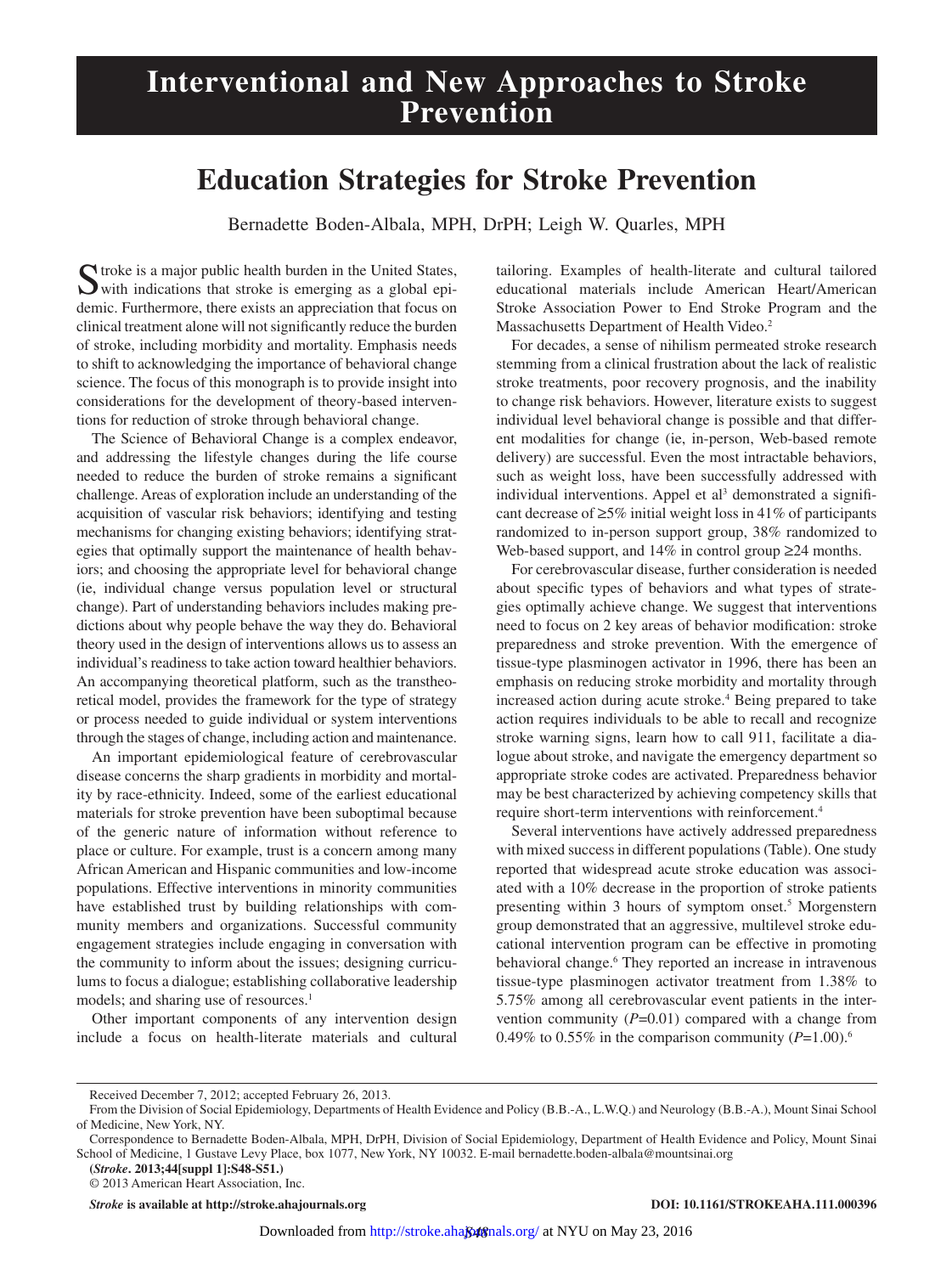# Interventional and New Approaches to Stroke Prevention

## Education Strategies for Stroke Prevention

Bernadette Boden-Albala, MPH, DrPH; Leigh W. Quarles, MPH

Stroke is a major public health burden in the United States, with indications that stroke is emerging as a global epidemic. Furthermore, there exists an appreciation that focus on clinical treatment alone will not significantly reduce the burden of stroke, including morbidity and mortality. Emphasis needs to shift to acknowledging the importance of behavioral change science. The focus of this monograph is to provide insight into considerations for the development of theory-based interventions for reduction of stroke through behavioral change.

The Science of Behavioral Change is a complex endeavor, and addressing the lifestyle changes during the life course needed to reduce the burden of stroke remains a significant challenge. Areas of exploration include an understanding of the acquisition of vascular risk behaviors; identifying and testing mechanisms for changing existing behaviors; identifying strategies that optimally support the maintenance of health behaviors; and choosing the appropriate level for behavioral change (ie, individual change versus population level or structural change). Part of understanding behaviors includes making predictions about why people behave the way they do. Behavioral theory used in the design of interventions allows us to assess an individual's readiness to take action toward healthier behaviors. An accompanying theoretical platform, such as the transtheoretical model, provides the framework for the type of strategy or process needed to guide individual or system interventions through the stages of change, including action and maintenance.

An important epidemiological feature of cerebrovascular disease concerns the sharp gradients in morbidity and mortality by race-ethnicity. Indeed, some of the earliest educational materials for stroke prevention have been suboptimal because of the generic nature of information without reference to place or culture. For example, trust is a concern among many African American and Hispanic communities and low-income populations. Effective interventions in minority communities have established trust by building relationships with community members and organizations. Successful community engagement strategies include engaging in conversation with the community to inform about the issues; designing curriculums to focus a dialogue; establishing collaborative leadership models; and sharing use of resources.[1]

Other important components of any intervention design include a focus on health-literate materials and cultural tailoring. Examples of health-literate and cultural tailored educational materials include American Heart/American Stroke Association Power to End Stroke Program and the Massachusetts Department of Health Video.[2]

For decades, a sense of nihilism permeated stroke research stemming from a clinical frustration about the lack of realistic stroke treatments, poor recovery prognosis, and the inability to change risk behaviors. However, literature exists to suggest individual level behavioral change is possible and that different modalities for change (ie, in-person, Web-based remote delivery) are successful. Even the most intractable behaviors, such as weight loss, have been successfully addressed with individual interventions. Appel et al[3] demonstrated a significant decrease of ≥5% initial weight loss in 41% of participants randomized to in-person support group, 38% randomized to Web-based support, and 14% in control group ≥24 months.

For cerebrovascular disease, further consideration is needed about specific types of behaviors and what types of strategies optimally achieve change. We suggest that interventions need to focus on 2 key areas of behavior modification: stroke preparedness and stroke prevention. With the emergence of tissue-type plasminogen activator in 1996, there has been an emphasis on reducing stroke morbidity and mortality through increased action during acute stroke.[4] Being prepared to take action requires individuals to be able to recall and recognize stroke warning signs, learn how to call 911, facilitate a dialogue about stroke, and navigate the emergency department so appropriate stroke codes are activated. Preparedness behavior may be best characterized by achieving competency skills that require short-term interventions with reinforcement.[4]

Several interventions have actively addressed preparedness with mixed success in different populations (Table). One study reported that widespread acute stroke education was associated with a 10% decrease in the proportion of stroke patients presenting within 3 hours of symptom onset.[5] Morgenstern group demonstrated that an aggressive, multilevel stroke educational intervention program can be effective in promoting behavioral change.[6] They reported an increase in intravenous tissue-type plasminogen activator treatment from 1.38% to 5.75% among all cerebrovascular event patients in the intervention community ($P$=0.01) compared with a change from 0.49% to 0.55% in the comparison community ($P$=1.00).[6]

Received December 7, 2012; accepted February 26, 2013.

From the Division of Social Epidemiology, Departments of Health Evidence and Policy (B.B.-A., L.W.Q.) and Neurology (B.B.-A.), Mount Sinai School of Medicine, New York, NY.

Correspondence to Bernadette Boden-Albala, MPH, DrPH, Division of Social Epidemiology, Department of Health Evidence and Policy, Mount Sinai School of Medicine, 1 Gustave Levy Place, box 1077, New York, NY 10032. E-mail bernadette.boden-albala@mountsinai.org

(*Stroke*. 2013;44[suppl 1]:S48-S51.)

© 2013 American Heart Association, Inc.

*Stroke* is available at http://stroke.ahajournals.org DOI: 10.1161/STROKEAHA.111.000396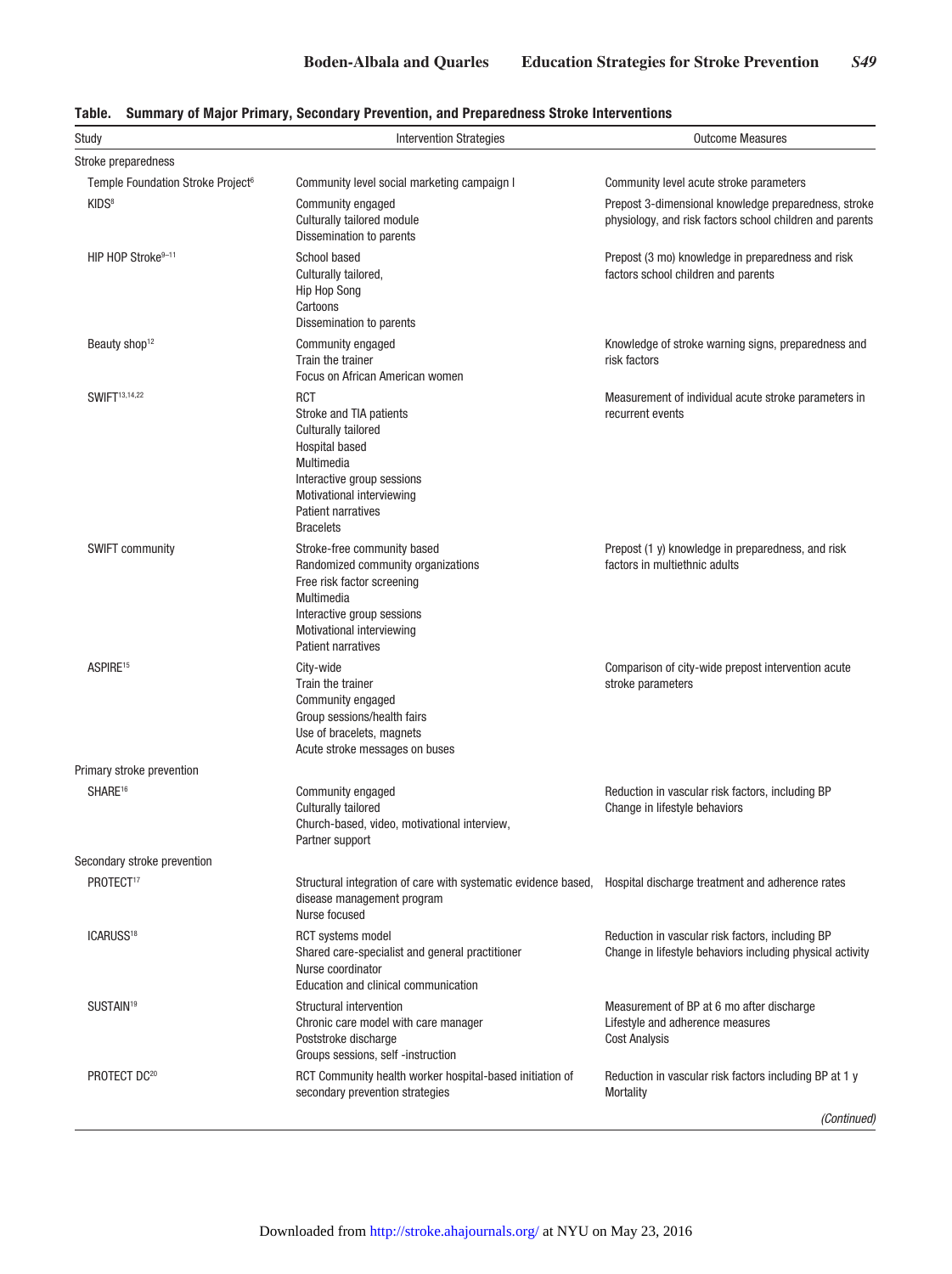**Table. Summary of Major Primary, Secondary Prevention, and Preparedness Stroke Interventions**

| Study | Intervention Strategies | Outcome Measures |
|---|---|---|
| Stroke preparedness | | |
| Temple Foundation Stroke Project[6] | Community level social marketing campaign I | Community level acute stroke parameters |
| KIDS[8] | Community engaged<br>Culturally tailored module<br>Dissemination to parents | Prepost 3-dimensional knowledge preparedness, stroke physiology, and risk factors school children and parents |
| HIP HOP Stroke[9–11] | School based<br>Culturally tailored,<br>Hip Hop Song<br>Cartoons<br>Dissemination to parents | Prepost (3 mo) knowledge in preparedness and risk factors school children and parents |
| Beauty shop[12] | Community engaged<br>Train the trainer<br>Focus on African American women | Knowledge of stroke warning signs, preparedness and risk factors |
| SWIFT[13,14,22] | RCT<br>Stroke and TIA patients<br>Culturally tailored<br>Hospital based<br>Multimedia<br>Interactive group sessions<br>Motivational interviewing<br>Patient narratives<br>Bracelets | Measurement of individual acute stroke parameters in recurrent events |
| SWIFT community | Stroke-free community based<br>Randomized community organizations<br>Free risk factor screening<br>Multimedia<br>Interactive group sessions<br>Motivational interviewing<br>Patient narratives | Prepost (1 y) knowledge in preparedness, and risk factors in multiethnic adults |
| ASPIRE[15] | City-wide<br>Train the trainer<br>Community engaged<br>Group sessions/health fairs<br>Use of bracelets, magnets<br>Acute stroke messages on buses | Comparison of city-wide prepost intervention acute stroke parameters |
| Primary stroke prevention | | |
| SHARE[16] | Community engaged<br>Culturally tailored<br>Church-based, video, motivational interview,<br>Partner support | Reduction in vascular risk factors, including BP<br>Change in lifestyle behaviors |
| Secondary stroke prevention | | |
| PROTECT[17] | Structural integration of care with systematic evidence based, disease management program<br>Nurse focused | Hospital discharge treatment and adherence rates |
| ICARUSS[18] | RCT systems model<br>Shared care-specialist and general practitioner<br>Nurse coordinator<br>Education and clinical communication | Reduction in vascular risk factors, including BP<br>Change in lifestyle behaviors including physical activity |
| SUSTAIN[19] | Structural intervention<br>Chronic care model with care manager<br>Poststroke discharge<br>Groups sessions, self -instruction | Measurement of BP at 6 mo after discharge<br>Lifestyle and adherence measures<br>Cost Analysis |
| PROTECT DC[20] | RCT Community health worker hospital-based initiation of secondary prevention strategies | Reduction in vascular risk factors including BP at 1 y<br>Mortality |

*(Continued)*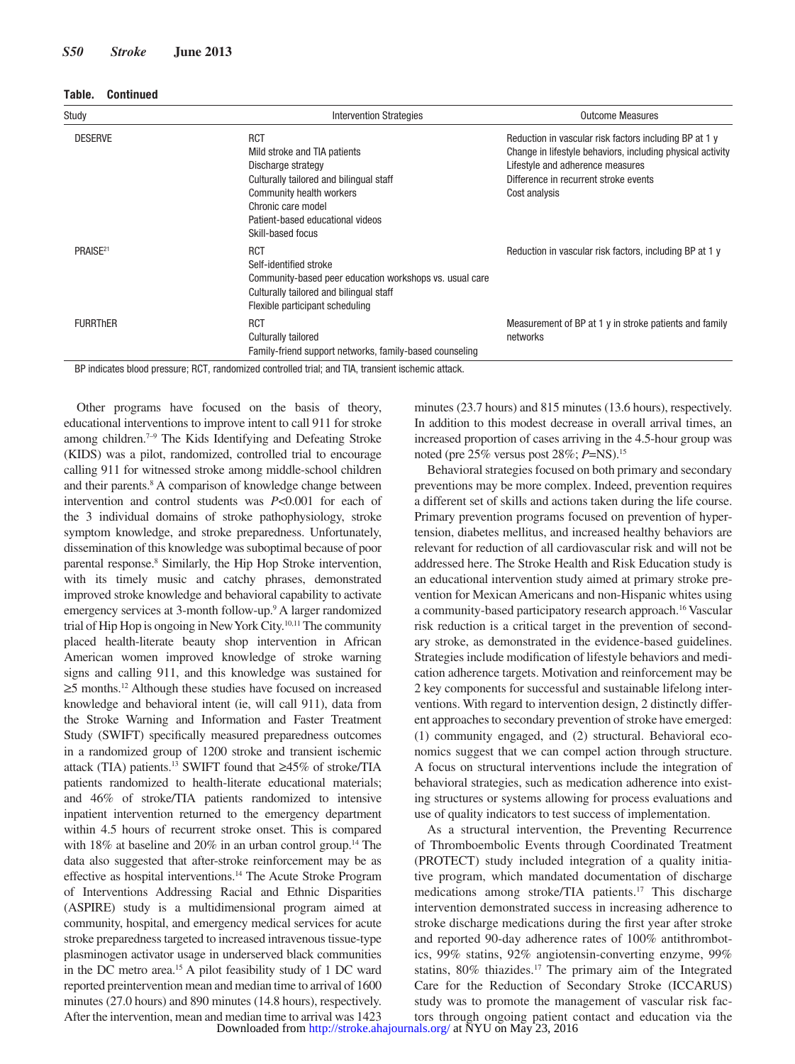**Table. Continued**

| Study | Intervention Strategies | Outcome Measures |
|---|---|---|
| DESERVE | RCT<br>Mild stroke and TIA patients<br>Discharge strategy<br>Culturally tailored and bilingual staff<br>Community health workers<br>Chronic care model<br>Patient-based educational videos<br>Skill-based focus | Reduction in vascular risk factors including BP at 1 y<br>Change in lifestyle behaviors, including physical activity<br>Lifestyle and adherence measures<br>Difference in recurrent stroke events<br>Cost analysis |
| PRAISE[21] | RCT<br>Self-identified stroke<br>Community-based peer education workshops vs. usual care<br>Culturally tailored and bilingual staff<br>Flexible participant scheduling | Reduction in vascular risk factors, including BP at 1 y |
| FURRThER | RCT<br>Culturally tailored<br>Family-friend support networks, family-based counseling | Measurement of BP at 1 y in stroke patients and family networks |

BP indicates blood pressure; RCT, randomized controlled trial; and TIA, transient ischemic attack.

Other programs have focused on the basis of theory, educational interventions to improve intent to call 911 for stroke among children.[7–9] The Kids Identifying and Defeating Stroke (KIDS) was a pilot, randomized, controlled trial to encourage calling 911 for witnessed stroke among middle-school children and their parents.[8] A comparison of knowledge change between intervention and control students was $P<0.001$ for each of the 3 individual domains of stroke pathophysiology, stroke symptom knowledge, and stroke preparedness. Unfortunately, dissemination of this knowledge was suboptimal because of poor parental response.[8] Similarly, the Hip Hop Stroke intervention, with its timely music and catchy phrases, demonstrated improved stroke knowledge and behavioral capability to activate emergency services at 3-month follow-up.[9] A larger randomized trial of Hip Hop is ongoing in New York City.[10,11] The community placed health-literate beauty shop intervention in African American women improved knowledge of stroke warning signs and calling 911, and this knowledge was sustained for ≥5 months.[12] Although these studies have focused on increased knowledge and behavioral intent (ie, will call 911), data from the Stroke Warning and Information and Faster Treatment Study (SWIFT) specifically measured preparedness outcomes in a randomized group of 1200 stroke and transient ischemic attack (TIA) patients.[13] SWIFT found that ≥45% of stroke/TIA patients randomized to health-literate educational materials; and 46% of stroke/TIA patients randomized to intensive inpatient intervention returned to the emergency department within 4.5 hours of recurrent stroke onset. This is compared with 18% at baseline and 20% in an urban control group.[14] The data also suggested that after-stroke reinforcement may be as effective as hospital interventions.[14] The Acute Stroke Program of Interventions Addressing Racial and Ethnic Disparities (ASPIRE) study is a multidimensional program aimed at community, hospital, and emergency medical services for acute stroke preparedness targeted to increased intravenous tissue-type plasminogen activator usage in underserved black communities in the DC metro area.[15] A pilot feasibility study of 1 DC ward reported preintervention mean and median time to arrival of 1600 minutes (27.0 hours) and 890 minutes (14.8 hours), respectively. After the intervention, mean and median time to arrival was 1423 minutes (23.7 hours) and 815 minutes (13.6 hours), respectively. In addition to this modest decrease in overall arrival times, an increased proportion of cases arriving in the 4.5-hour group was noted (pre 25% versus post 28%; $P$=NS).[15]

Behavioral strategies focused on both primary and secondary preventions may be more complex. Indeed, prevention requires a different set of skills and actions taken during the life course. Primary prevention programs focused on prevention of hypertension, diabetes mellitus, and increased healthy behaviors are relevant for reduction of all cardiovascular risk and will not be addressed here. The Stroke Health and Risk Education study is an educational intervention study aimed at primary stroke prevention for Mexican Americans and non-Hispanic whites using a community-based participatory research approach.[16] Vascular risk reduction is a critical target in the prevention of secondary stroke, as demonstrated in the evidence-based guidelines. Strategies include modification of lifestyle behaviors and medication adherence targets. Motivation and reinforcement may be 2 key components for successful and sustainable lifelong interventions. With regard to intervention design, 2 distinctly different approaches to secondary prevention of stroke have emerged: (1) community engaged, and (2) structural. Behavioral economics suggest that we can compel action through structure. A focus on structural interventions include the integration of behavioral strategies, such as medication adherence into existing structures or systems allowing for process evaluations and use of quality indicators to test success of implementation.

As a structural intervention, the Preventing Recurrence of Thromboembolic Events through Coordinated Treatment (PROTECT) study included integration of a quality initiative program, which mandated documentation of discharge medications among stroke/TIA patients.[17] This discharge intervention demonstrated success in increasing adherence to stroke discharge medications during the first year after stroke and reported 90-day adherence rates of 100% antithrombotics, 99% statins, 92% angiotensin-converting enzyme, 99% statins, 80% thiazides.[17] The primary aim of the Integrated Care for the Reduction of Secondary Stroke (ICCARUS) study was to promote the management of vascular risk factors through ongoing patient contact and education via the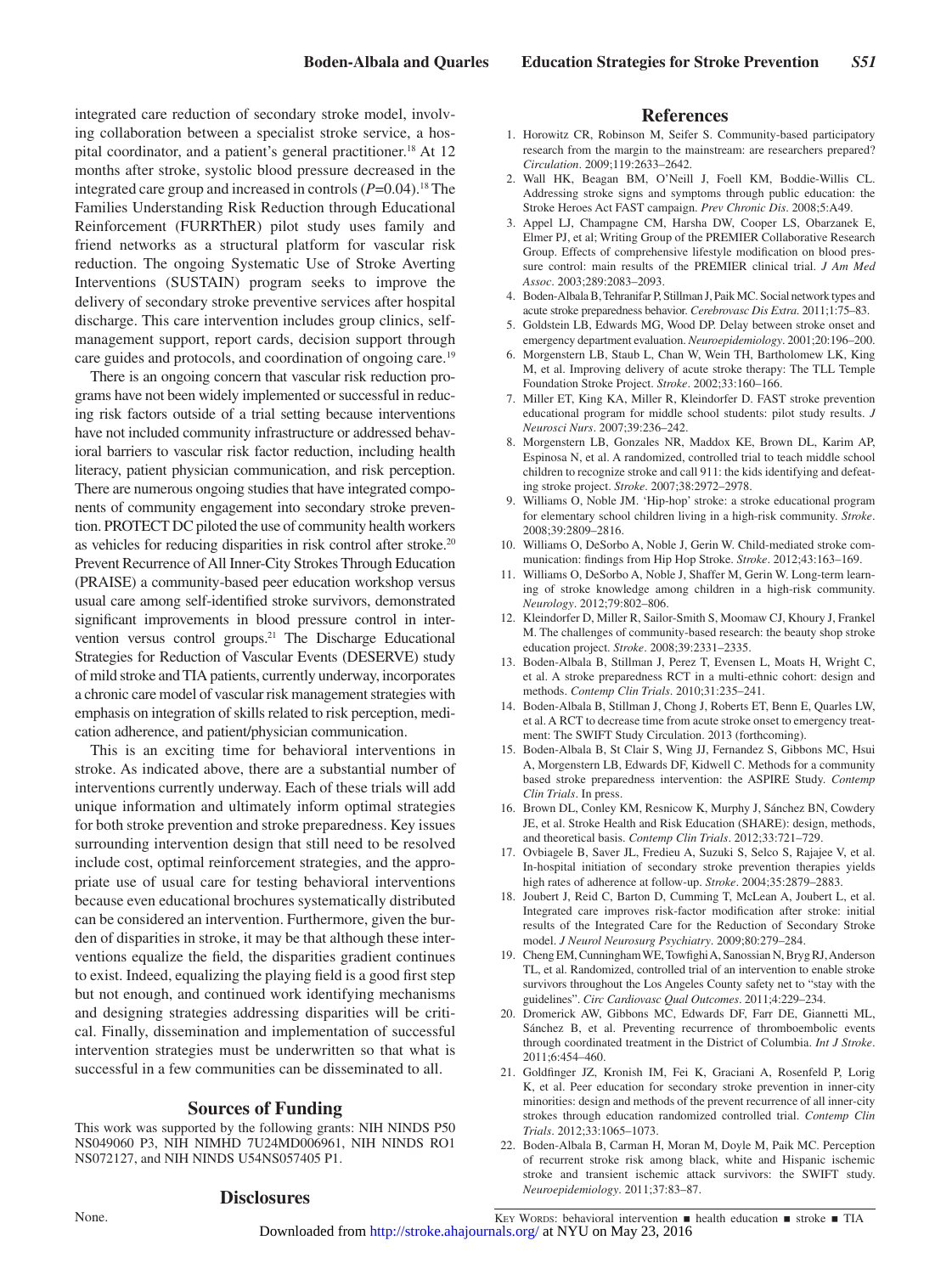integrated care reduction of secondary stroke model, involving collaboration between a specialist stroke service, a hospital coordinator, and a patient's general practitioner.[18] At 12 months after stroke, systolic blood pressure decreased in the integrated care group and increased in controls ($P$=0.04).[18] The Families Understanding Risk Reduction through Educational Reinforcement (FURRThER) pilot study uses family and friend networks as a structural platform for vascular risk reduction. The ongoing Systematic Use of Stroke Averting Interventions (SUSTAIN) program seeks to improve the delivery of secondary stroke preventive services after hospital discharge. This care intervention includes group clinics, self-management support, report cards, decision support through care guides and protocols, and coordination of ongoing care.[19]

There is an ongoing concern that vascular risk reduction programs have not been widely implemented or successful in reducing risk factors outside of a trial setting because interventions have not included community infrastructure or addressed behavioral barriers to vascular risk factor reduction, including health literacy, patient physician communication, and risk perception. There are numerous ongoing studies that have integrated components of community engagement into secondary stroke prevention. PROTECT DC piloted the use of community health workers as vehicles for reducing disparities in risk control after stroke.[20] Prevent Recurrence of All Inner-City Strokes Through Education (PRAISE) a community-based peer education workshop versus usual care among self-identified stroke survivors, demonstrated significant improvements in blood pressure control in intervention versus control groups.[21] The Discharge Educational Strategies for Reduction of Vascular Events (DESERVE) study of mild stroke and TIA patients, currently underway, incorporates a chronic care model of vascular risk management strategies with emphasis on integration of skills related to risk perception, medication adherence, and patient/physician communication.

This is an exciting time for behavioral interventions in stroke. As indicated above, there are a substantial number of interventions currently underway. Each of these trials will add unique information and ultimately inform optimal strategies for both stroke prevention and stroke preparedness. Key issues surrounding intervention design that still need to be resolved include cost, optimal reinforcement strategies, and the appropriate use of usual care for testing behavioral interventions because even educational brochures systematically distributed can be considered an intervention. Furthermore, given the burden of disparities in stroke, it may be that although these interventions equalize the field, the disparities gradient continues to exist. Indeed, equalizing the playing field is a good first step but not enough, and continued work identifying mechanisms and designing strategies addressing disparities will be critical. Finally, dissemination and implementation of successful intervention strategies must be underwritten so that what is successful in a few communities can be disseminated to all.

## Sources of Funding

This work was supported by the following grants: NIH NINDS P50 NS049060 P3, NIH NIMHD 7U24MD006961, NIH NINDS RO1 NS072127, and NIH NINDS U54NS057405 P1.

## Disclosures

None.

## References

1. Horowitz CR, Robinson M, Seifer S. Community-based participatory research from the margin to the mainstream: are researchers prepared? *Circulation*. 2009;119:2633–2642.
2. Wall HK, Beagan BM, O'Neill J, Foell KM, Boddie-Willis CL. Addressing stroke signs and symptoms through public education: the Stroke Heroes Act FAST campaign. *Prev Chronic Dis*. 2008;5:A49.
3. Appel LJ, Champagne CM, Harsha DW, Cooper LS, Obarzanek E, Elmer PJ, et al; Writing Group of the PREMIER Collaborative Research Group. Effects of comprehensive lifestyle modification on blood pressure control: main results of the PREMIER clinical trial. *J Am Med Assoc*. 2003;289:2083–2093.
4. Boden-Albala B, Tehranifar P, Stillman J, Paik MC. Social network types and acute stroke preparedness behavior. *Cerebrovasc Dis Extra*. 2011;1:75–83.
5. Goldstein LB, Edwards MG, Wood DP. Delay between stroke onset and emergency department evaluation. *Neuroepidemiology*. 2001;20:196–200.
6. Morgenstern LB, Staub L, Chan W, Wein TH, Bartholomew LK, King M, et al. Improving delivery of acute stroke therapy: The TLL Temple Foundation Stroke Project. *Stroke*. 2002;33:160–166.
7. Miller ET, King KA, Miller R, Kleindorfer D. FAST stroke prevention educational program for middle school students: pilot study results. *J Neurosci Nurs*. 2007;39:236–242.
8. Morgenstern LB, Gonzales NR, Maddox KE, Brown DL, Karim AP, Espinosa N, et al. A randomized, controlled trial to teach middle school children to recognize stroke and call 911: the kids identifying and defeating stroke project. *Stroke*. 2007;38:2972–2978.
9. Williams O, Noble JM. 'Hip-hop' stroke: a stroke educational program for elementary school children living in a high-risk community. *Stroke*. 2008;39:2809–2816.
10. Williams O, DeSorbo A, Noble J, Gerin W. Child-mediated stroke communication: findings from Hip Hop Stroke. *Stroke*. 2012;43:163–169.
11. Williams O, DeSorbo A, Noble J, Shaffer M, Gerin W. Long-term learning of stroke knowledge among children in a high-risk community. *Neurology*. 2012;79:802–806.
12. Kleindorfer D, Miller R, Sailor-Smith S, Moomaw CJ, Khoury J, Frankel M. The challenges of community-based research: the beauty shop stroke education project. *Stroke*. 2008;39:2331–2335.
13. Boden-Albala B, Stillman J, Perez T, Evensen L, Moats H, Wright C, et al. A stroke preparedness RCT in a multi-ethnic cohort: design and methods. *Contemp Clin Trials*. 2010;31:235–241.
14. Boden-Albala B, Stillman J, Chong J, Roberts ET, Benn E, Quarles LW, et al. A RCT to decrease time from acute stroke onset to emergency treatment: The SWIFT Study Circulation. 2013 (forthcoming).
15. Boden-Albala B, St Clair S, Wing JJ, Fernandez S, Gibbons MC, Hsui A, Morgenstern LB, Edwards DF, Kidwell C. Methods for a community based stroke preparedness intervention: the ASPIRE Study. *Contemp Clin Trials*. In press.
16. Brown DL, Conley KM, Resnicow K, Murphy J, Sánchez BN, Cowdery JE, et al. Stroke Health and Risk Education (SHARE): design, methods, and theoretical basis. *Contemp Clin Trials*. 2012;33:721–729.
17. Ovbiagele B, Saver JL, Fredieu A, Suzuki S, Selco S, Rajajee V, et al. In-hospital initiation of secondary stroke prevention therapies yields high rates of adherence at follow-up. *Stroke*. 2004;35:2879–2883.
18. Joubert J, Reid C, Barton D, Cumming T, McLean A, Joubert L, et al. Integrated care improves risk-factor modification after stroke: initial results of the Integrated Care for the Reduction of Secondary Stroke model. *J Neurol Neurosurg Psychiatry*. 2009;80:279–284.
19. Cheng EM, Cunningham WE, Towfighi A, Sanossian N, Bryg RJ, Anderson TL, et al. Randomized, controlled trial of an intervention to enable stroke survivors throughout the Los Angeles County safety net to "stay with the guidelines". *Circ Cardiovasc Qual Outcomes*. 2011;4:229–234.
20. Dromerick AW, Gibbons MC, Edwards DF, Farr DE, Giannetti ML, Sánchez B, et al. Preventing recurrence of thromboembolic events through coordinated treatment in the District of Columbia. *Int J Stroke*. 2011;6:454–460.
21. Goldfinger JZ, Kronish IM, Fei K, Graciani A, Rosenfeld P, Lorig K, et al. Peer education for secondary stroke prevention in inner-city minorities: design and methods of the prevent recurrence of all inner-city strokes through education randomized controlled trial. *Contemp Clin Trials*. 2012;33:1065–1073.
22. Boden-Albala B, Carman H, Moran M, Doyle M, Paik MC. Perception of recurrent stroke risk among black, white and Hispanic ischemic stroke and transient ischemic attack survivors: the SWIFT study. *Neuroepidemiology*. 2011;37:83–87.

Key Words: behavioral intervention ■ health education ■ stroke ■ TIA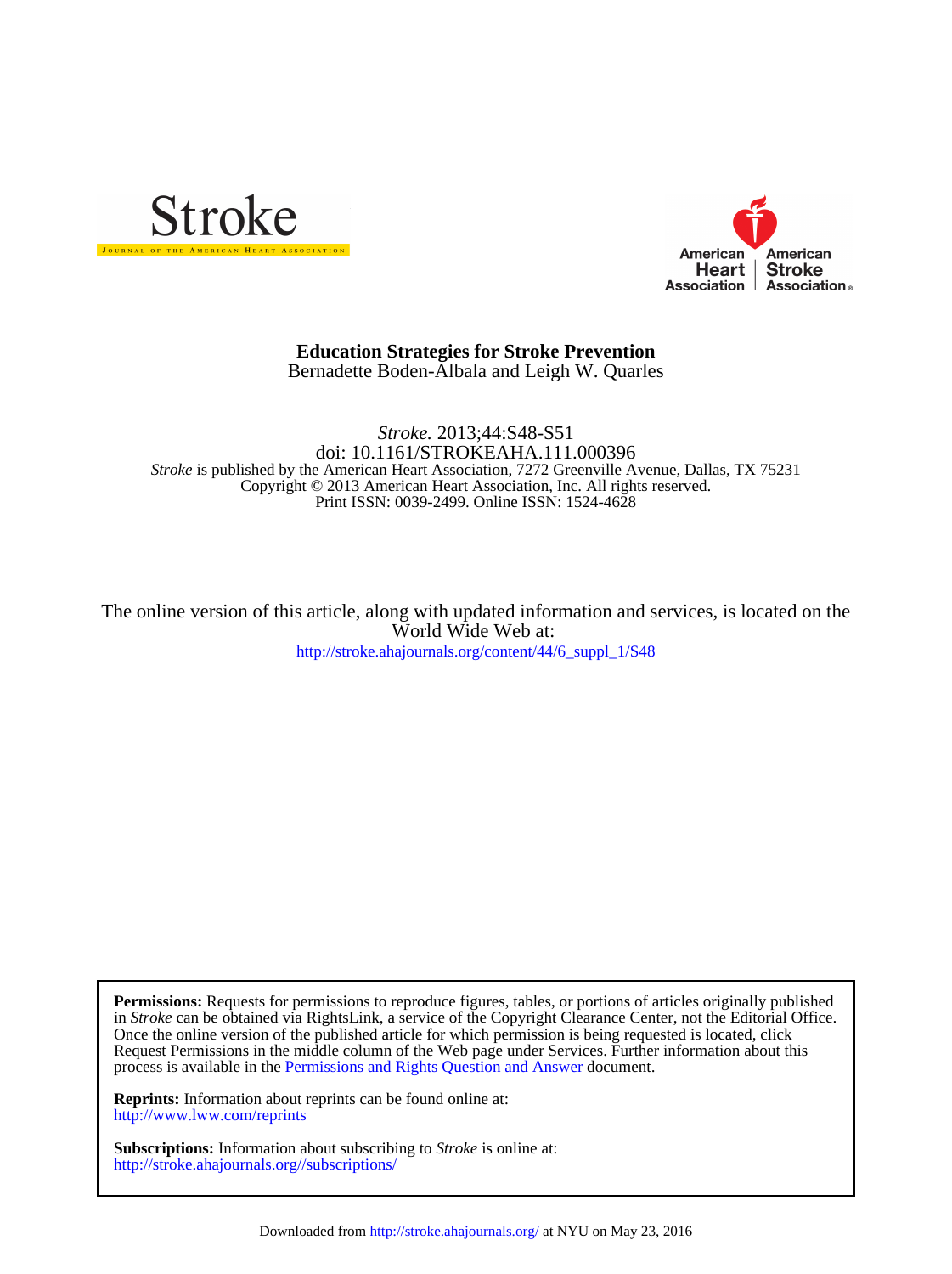Stroke

Journal of the American Heart Association

American Heart Association | American Stroke Association

**Education Strategies for Stroke Prevention**

Bernadette Boden-Albala and Leigh W. Quarles

*Stroke.* 2013;44:S48-S51

doi: 10.1161/STROKEAHA.111.000396

*Stroke* is published by the American Heart Association, 7272 Greenville Avenue, Dallas, TX 75231

Copyright © 2013 American Heart Association, Inc. All rights reserved.

Print ISSN: 0039-2499. Online ISSN: 1524-4628

The online version of this article, along with updated information and services, is located on the World Wide Web at:

http://stroke.ahajournals.org/content/44/6_suppl_1/S48

**Permissions:** Requests for permissions to reproduce figures, tables, or portions of articles originally published in *Stroke* can be obtained via RightsLink, a service of the Copyright Clearance Center, not the Editorial Office. Once the online version of the published article for which permission is being requested is located, click Request Permissions in the middle column of the Web page under Services. Further information about this process is available in the Permissions and Rights Question and Answer document.

**Reprints:** Information about reprints can be found online at:
http://www.lww.com/reprints

**Subscriptions:** Information about subscribing to *Stroke* is online at:
http://stroke.ahajournals.org//subscriptions/

Downloaded from http://stroke.ahajournals.org/ at NYU on May 23, 2016